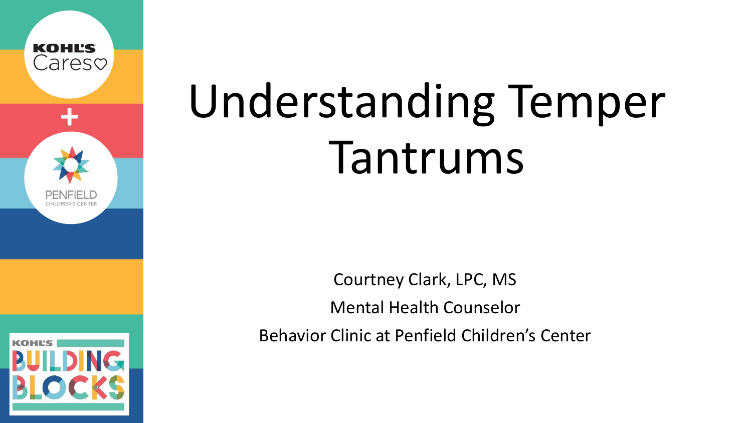# Understanding Temper Tantrums

Courtney Clark, LPC, MS

Mental Health Counselor

Behavior Clinic at Penfield Children's Center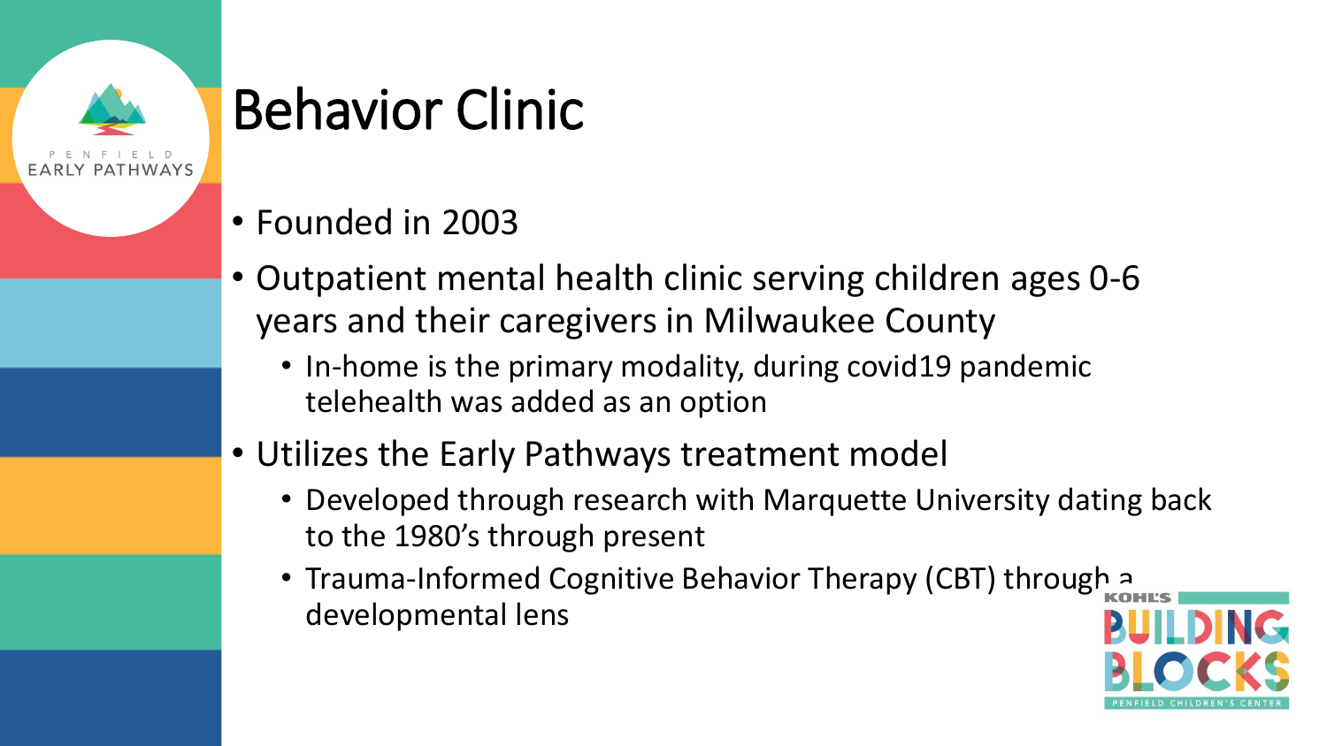# Behavior Clinic

- Founded in 2003
- Outpatient mental health clinic serving children ages 0-6 years and their caregivers in Milwaukee County
  - In-home is the primary modality, during covid19 pandemic telehealth was added as an option
- Utilizes the Early Pathways treatment model
  - Developed through research with Marquette University dating back to the 1980's through present
  - Trauma-Informed Cognitive Behavior Therapy (CBT) through a developmental lens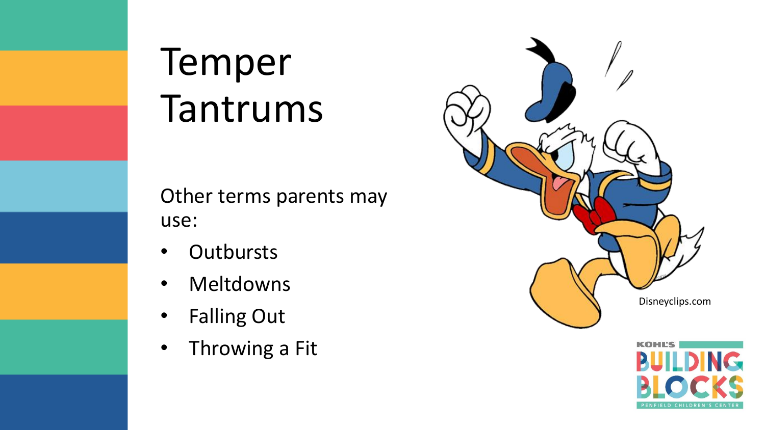# Temper Tantrums

Other terms parents may use:

- Outbursts
- Meltdowns
- Falling Out
- Throwing a Fit

Disneyclips.com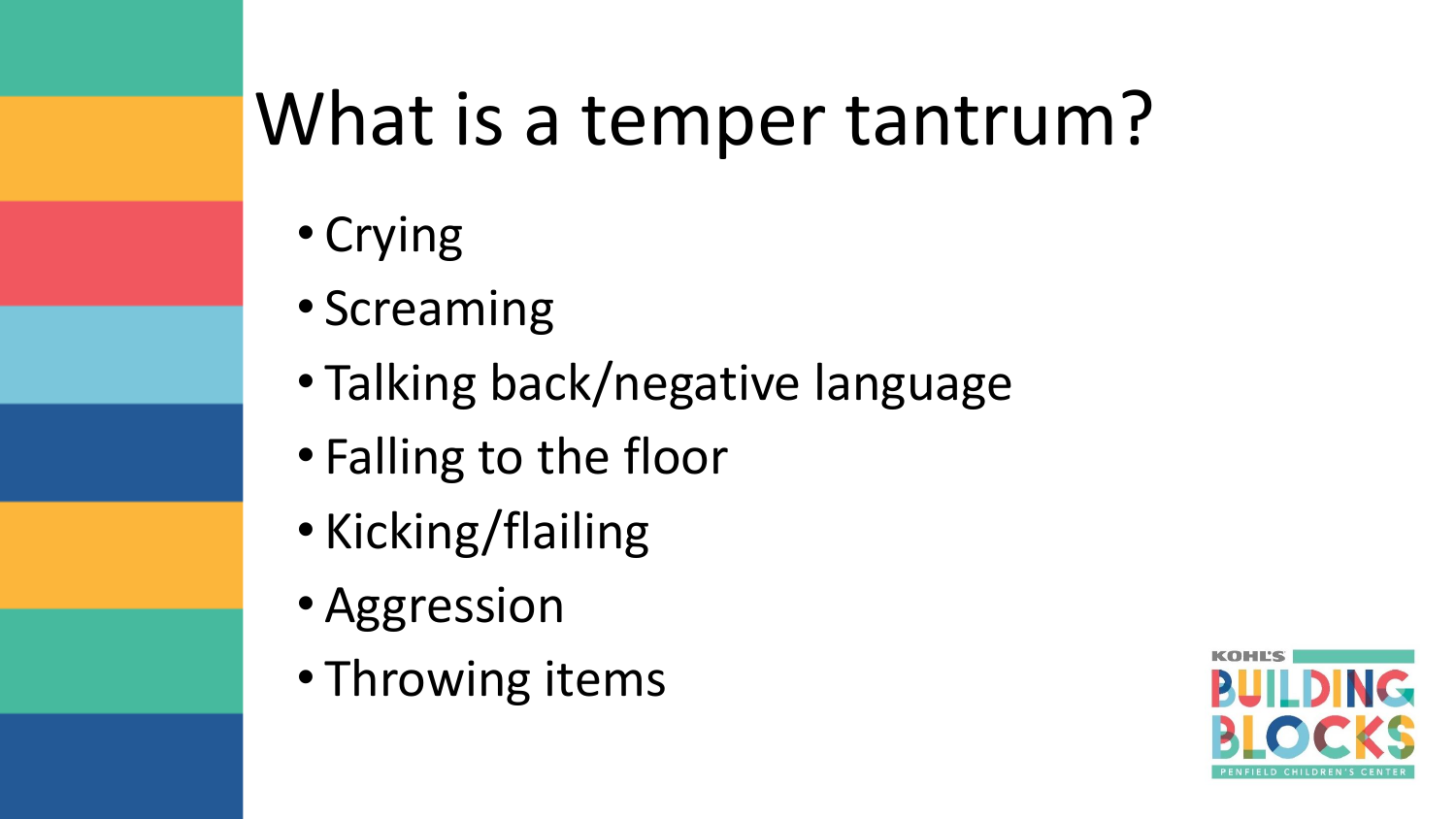# What is a temper tantrum?

- Crying
- Screaming
- Talking back/negative language
- Falling to the floor
- Kicking/flailing
- Aggression
- Throwing items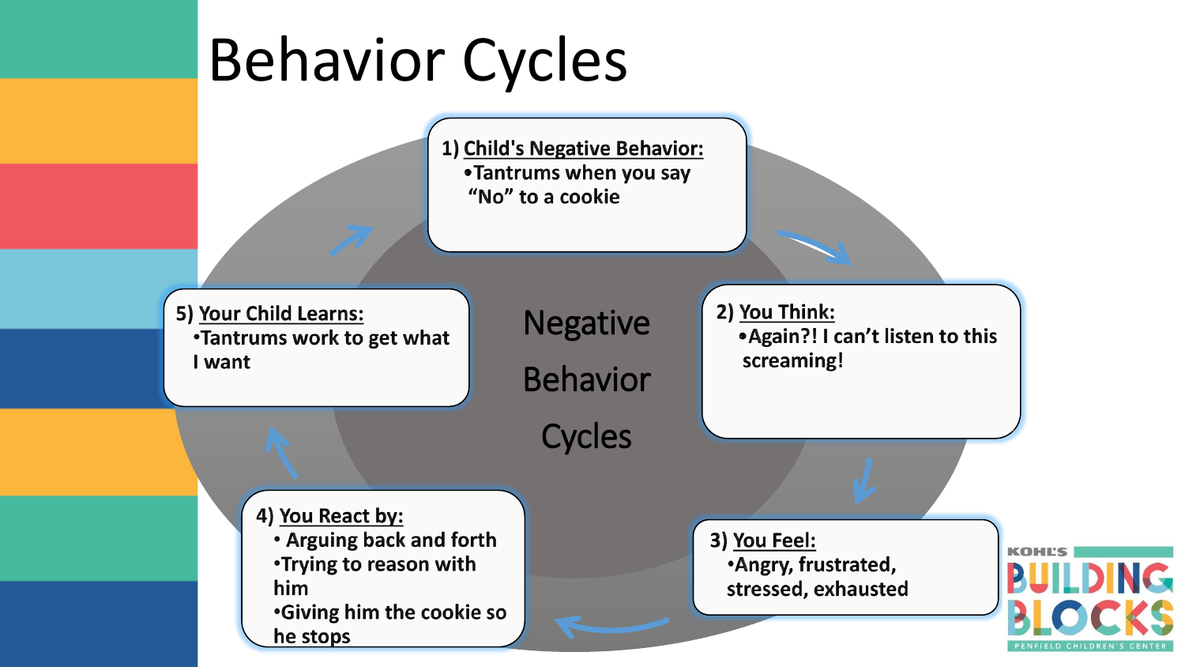# Behavior Cycles

**Negative Behavior Cycles**

1) **Child's Negative Behavior:**
   - Tantrums when you say "No" to a cookie

2) **You Think:**
   - Again?! I can't listen to this screaming!

3) **You Feel:**
   - Angry, frustrated, stressed, exhausted

4) **You React by:**
   - Arguing back and forth
   - Trying to reason with him
   - Giving him the cookie so he stops

5) **Your Child Learns:**
   - Tantrums work to get what I want

KOHL'S BUILDING BLOCKS
PENFIELD CHILDREN'S CENTER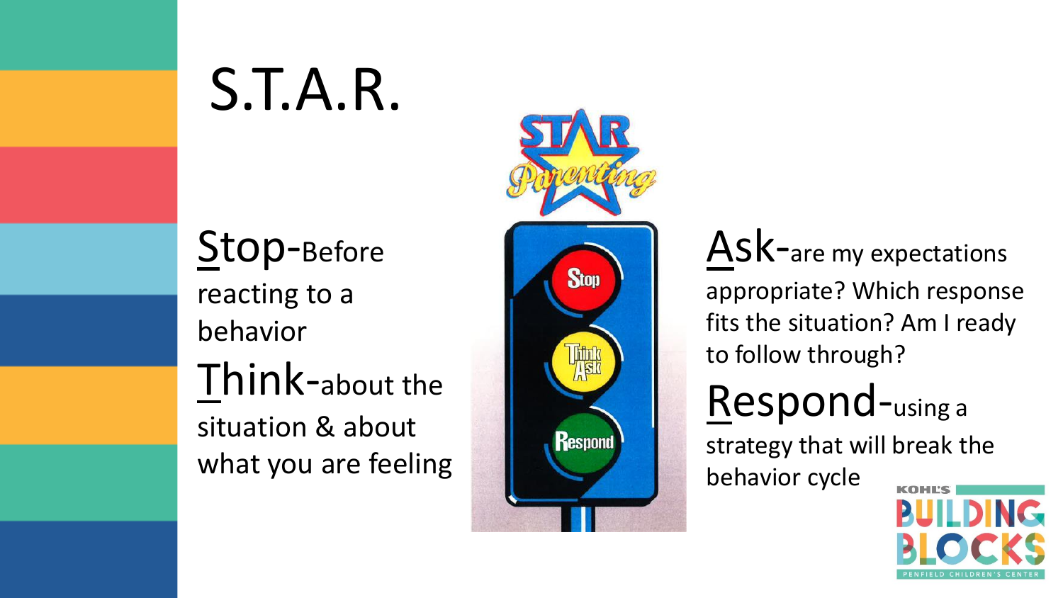# S.T.A.R.

**Stop**-Before reacting to a behavior

**Think**-about the situation & about what you are feeling

**Ask**-are my expectations appropriate? Which response fits the situation? Am I ready to follow through?

**Respond**-using a strategy that will break the behavior cycle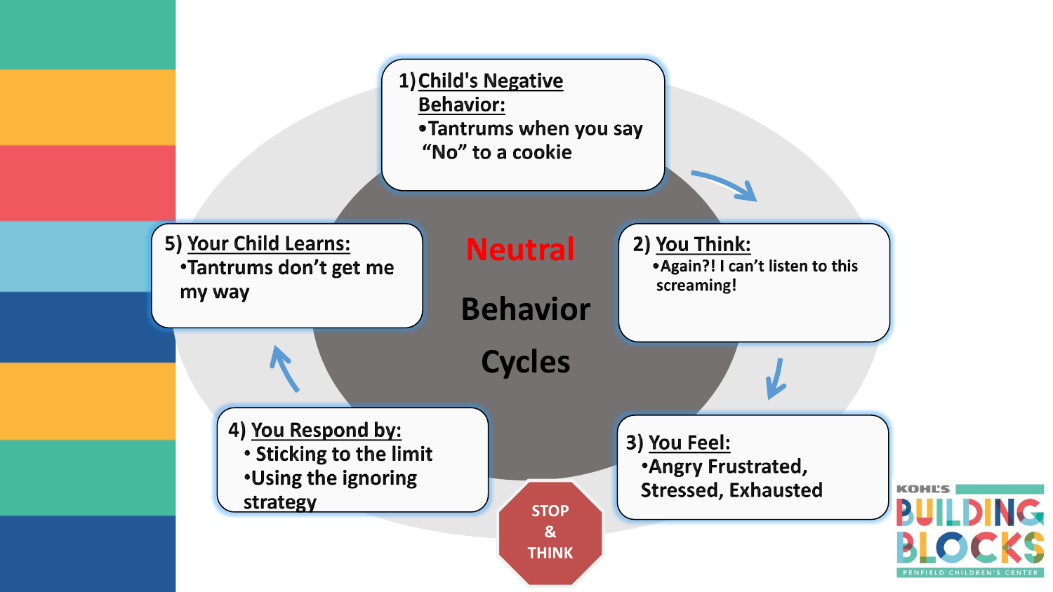# Neutral Behavior Cycles

1) **Child's Negative Behavior:**
- Tantrums when you say "No" to a cookie

2) **You Think:**
- Again?! I can't listen to this screaming!

3) **You Feel:**
- Angry Frustrated, Stressed, Exhausted

STOP & THINK

4) **You Respond by:**
- Sticking to the limit
- Using the ignoring strategy

5) **Your Child Learns:**
- Tantrums don't get me my way

KOHL'S BUILDING BLOCKS
PENFIELD CHILDREN'S CENTER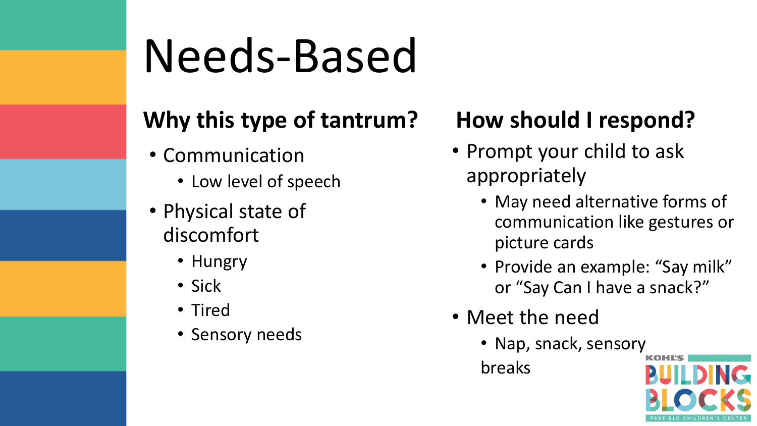# Needs-Based

## Why this type of tantrum?

- Communication
  - Low level of speech
- Physical state of discomfort
  - Hungry
  - Sick
  - Tired
  - Sensory needs

## How should I respond?

- Prompt your child to ask appropriately
  - May need alternative forms of communication like gestures or picture cards
  - Provide an example: “Say milk” or “Say Can I have a snack?”
- Meet the need
  - Nap, snack, sensory breaks

KOHL'S BUILDING BLOCKS
PENFIELD CHILDREN'S CENTER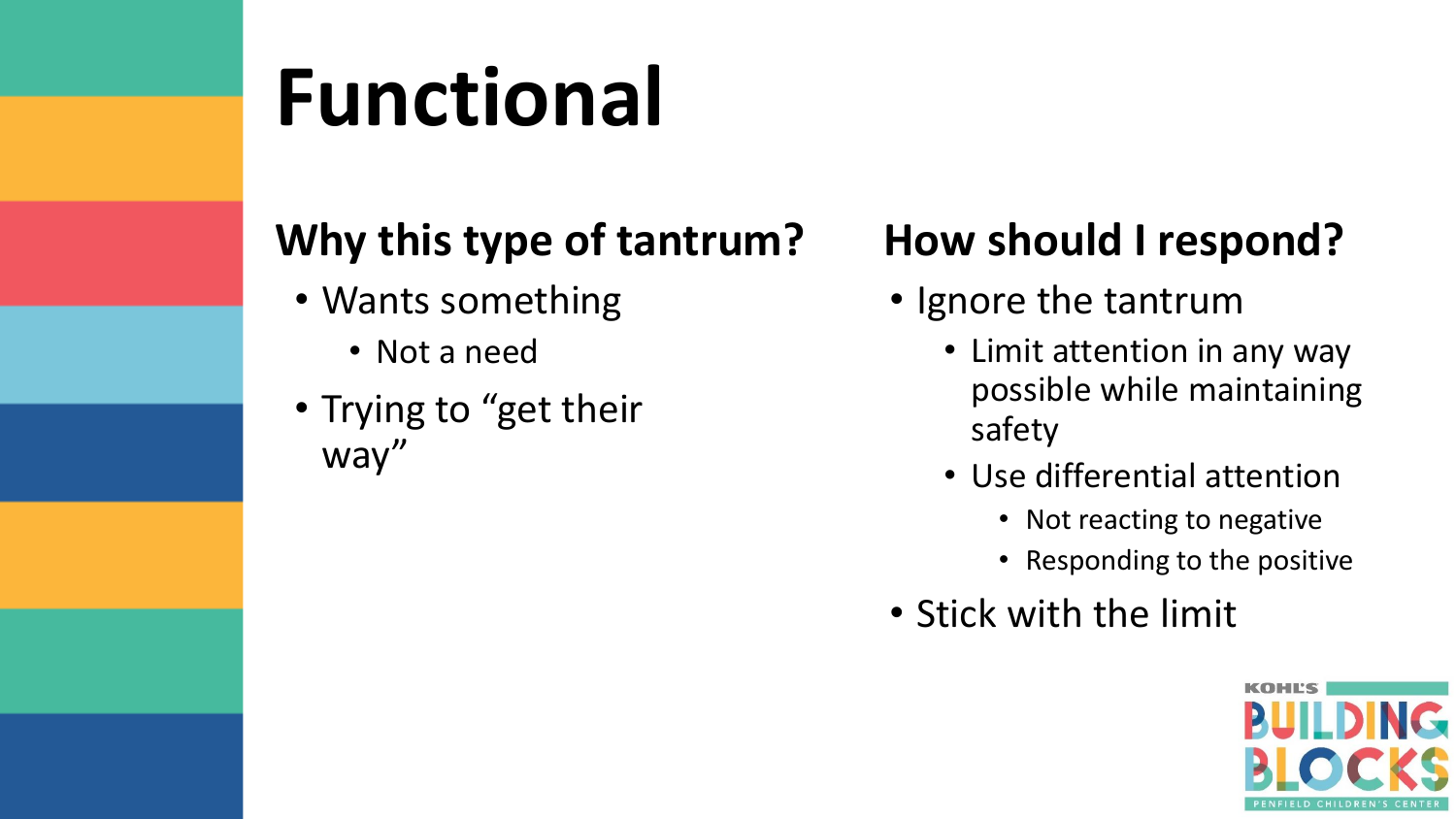# Functional

## Why this type of tantrum?

- Wants something
  - Not a need
- Trying to "get their way"

## How should I respond?

- Ignore the tantrum
  - Limit attention in any way possible while maintaining safety
  - Use differential attention
    - Not reacting to negative
    - Responding to the positive
- Stick with the limit

KOHL'S BUILDING BLOCKS PENFIELD CHILDREN'S CENTER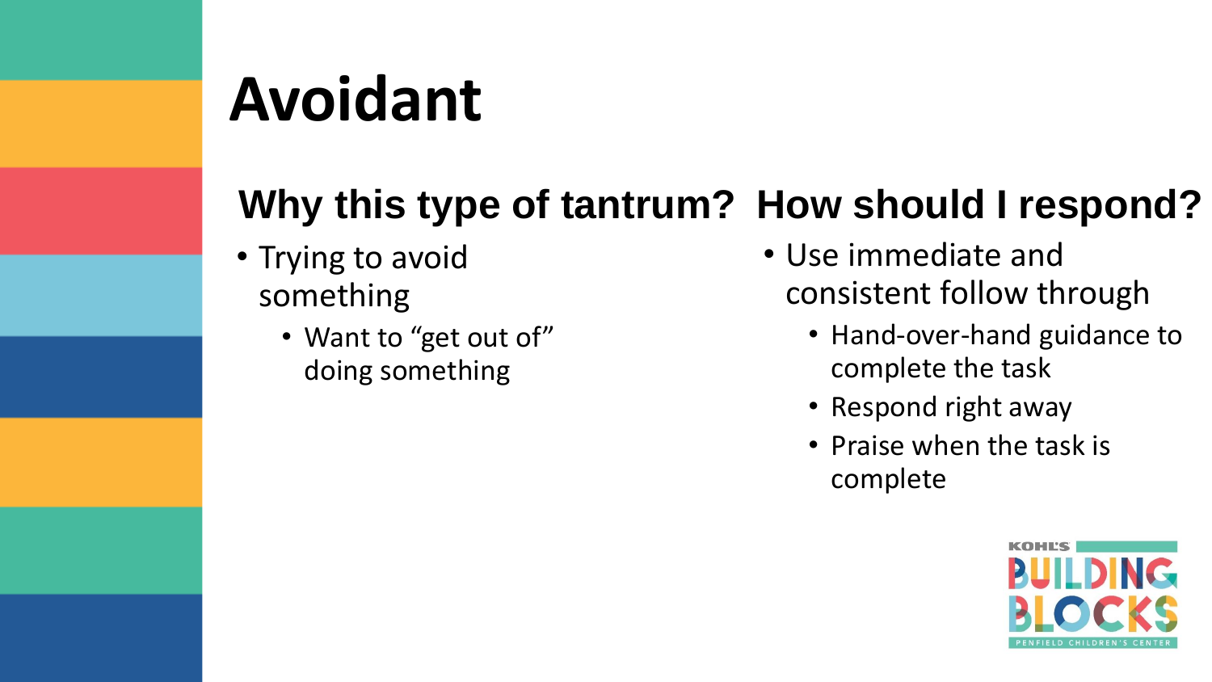# Avoidant

## Why this type of tantrum?

- Trying to avoid something
  - Want to “get out of” doing something

## How should I respond?

- Use immediate and consistent follow through
  - Hand-over-hand guidance to complete the task
  - Respond right away
  - Praise when the task is complete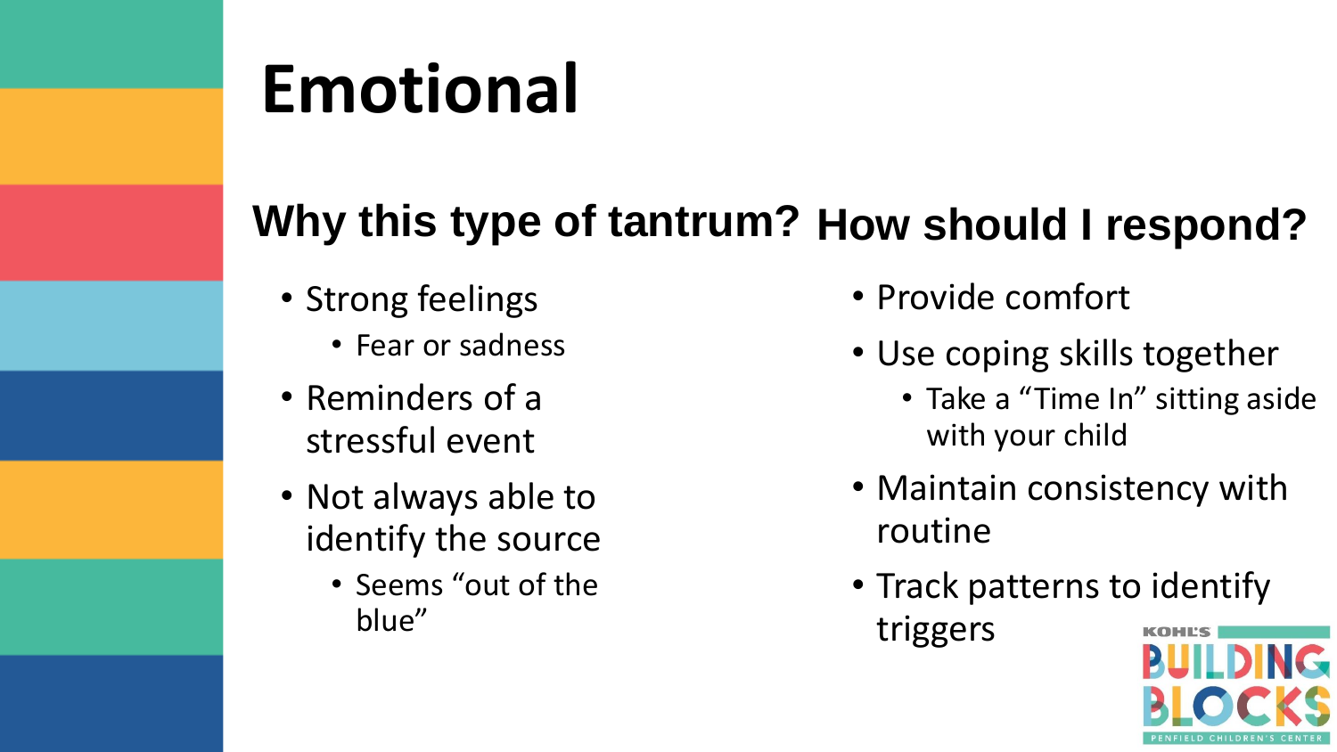# Emotional

## Why this type of tantrum?

- Strong feelings
  - Fear or sadness
- Reminders of a stressful event
- Not always able to identify the source
  - Seems "out of the blue"

## How should I respond?

- Provide comfort
- Use coping skills together
  - Take a "Time In" sitting aside with your child
- Maintain consistency with routine
- Track patterns to identify triggers

KOHL'S BUILDING BLOCKS PENFIELD CHILDREN'S CENTER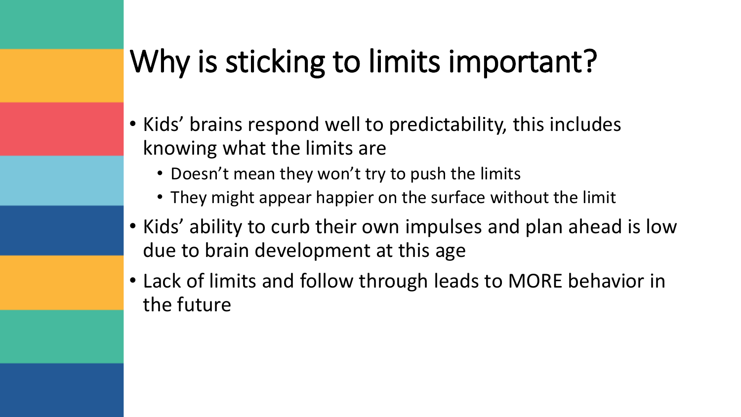# Why is sticking to limits important?

- Kids' brains respond well to predictability, this includes knowing what the limits are
  - Doesn't mean they won't try to push the limits
  - They might appear happier on the surface without the limit
- Kids' ability to curb their own impulses and plan ahead is low due to brain development at this age
- Lack of limits and follow through leads to MORE behavior in the future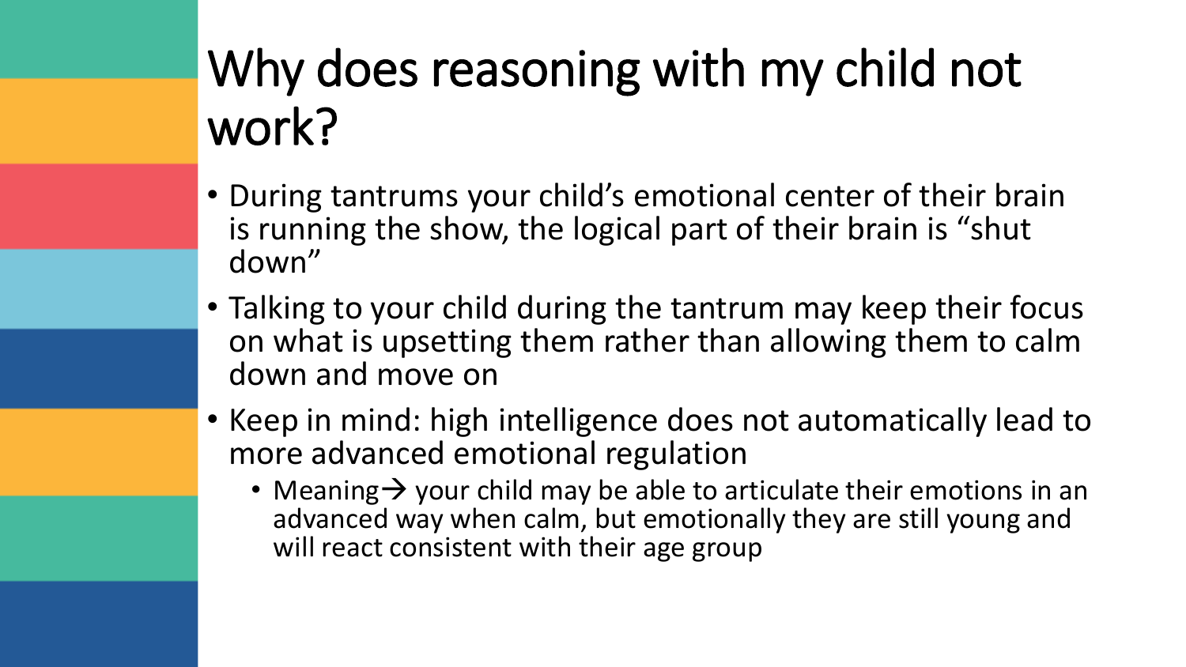# Why does reasoning with my child not work?

- During tantrums your child's emotional center of their brain is running the show, the logical part of their brain is "shut down"
- Talking to your child during the tantrum may keep their focus on what is upsetting them rather than allowing them to calm down and move on
- Keep in mind: high intelligence does not automatically lead to more advanced emotional regulation
  - Meaning→ your child may be able to articulate their emotions in an advanced way when calm, but emotionally they are still young and will react consistent with their age group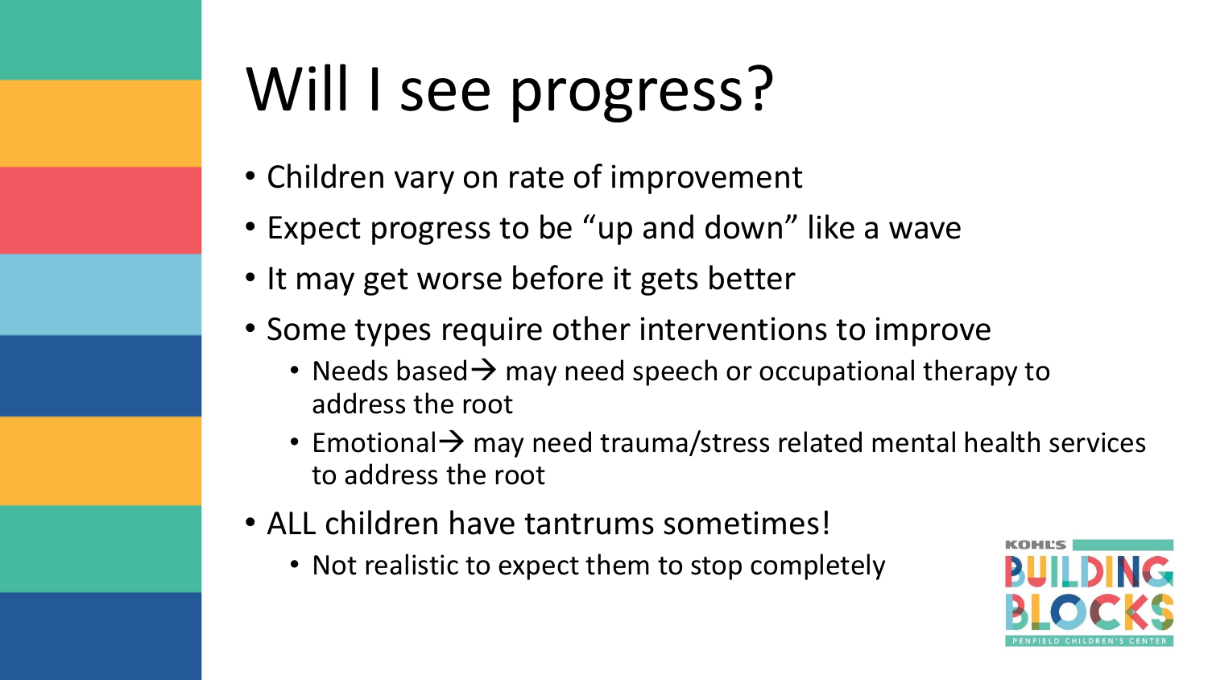# Will I see progress?

- Children vary on rate of improvement
- Expect progress to be "up and down" like a wave
- It may get worse before it gets better
- Some types require other interventions to improve
  - Needs based→ may need speech or occupational therapy to address the root
  - Emotional→ may need trauma/stress related mental health services to address the root
- ALL children have tantrums sometimes!
  - Not realistic to expect them to stop completely

KOHL'S BUILDING BLOCKS
PENFIELD CHILDREN'S CENTER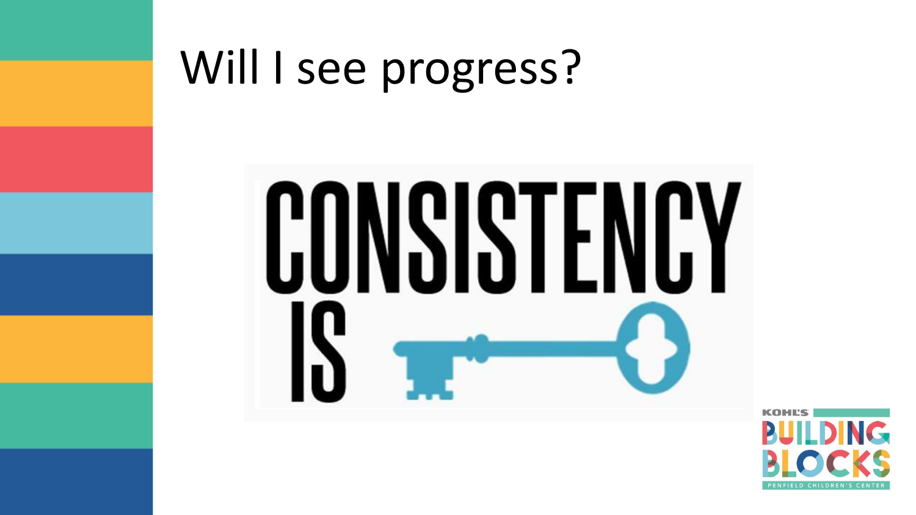# Will I see progress?

CONSISTENCY IS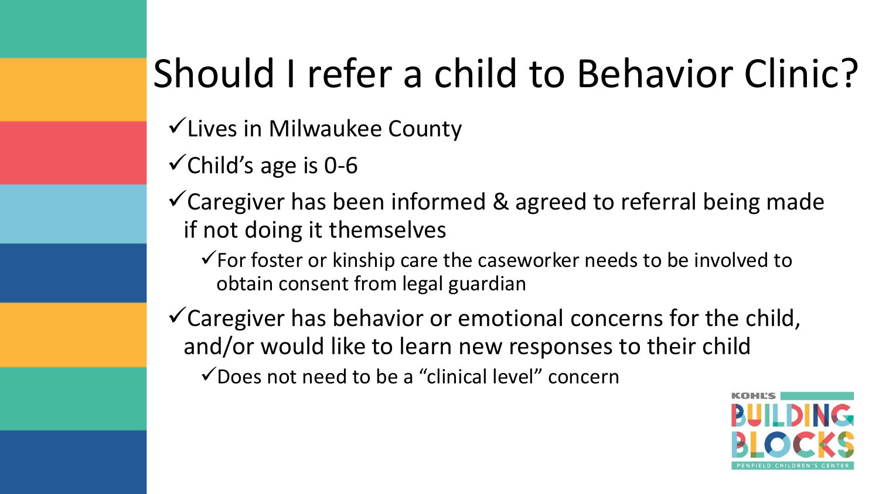# Should I refer a child to Behavior Clinic?

- ✓Lives in Milwaukee County
- ✓Child's age is 0-6
- ✓Caregiver has been informed & agreed to referral being made if not doing it themselves
  - ✓For foster or kinship care the caseworker needs to be involved to obtain consent from legal guardian
- ✓Caregiver has behavior or emotional concerns for the child, and/or would like to learn new responses to their child
  - ✓Does not need to be a "clinical level" concern

KOHL'S BUILDING BLOCKS PENFIELD CHILDREN'S CENTER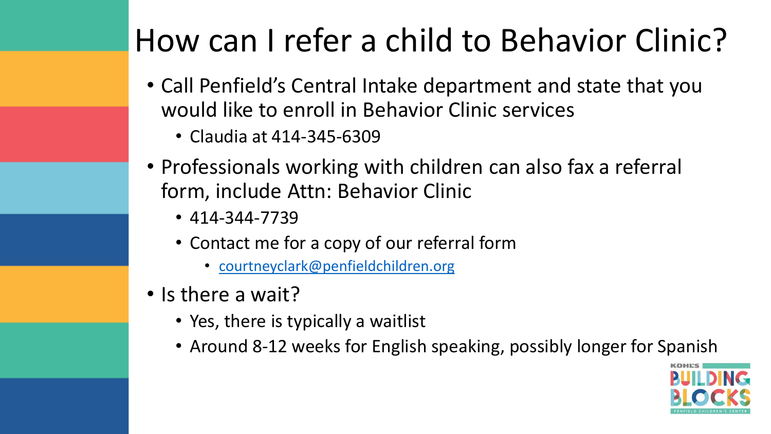# How can I refer a child to Behavior Clinic?

- Call Penfield's Central Intake department and state that you would like to enroll in Behavior Clinic services
  - Claudia at 414-345-6309
- Professionals working with children can also fax a referral form, include Attn: Behavior Clinic
  - 414-344-7739
  - Contact me for a copy of our referral form
    - courtneyclark@penfieldchildren.org
- Is there a wait?
  - Yes, there is typically a waitlist
  - Around 8-12 weeks for English speaking, possibly longer for Spanish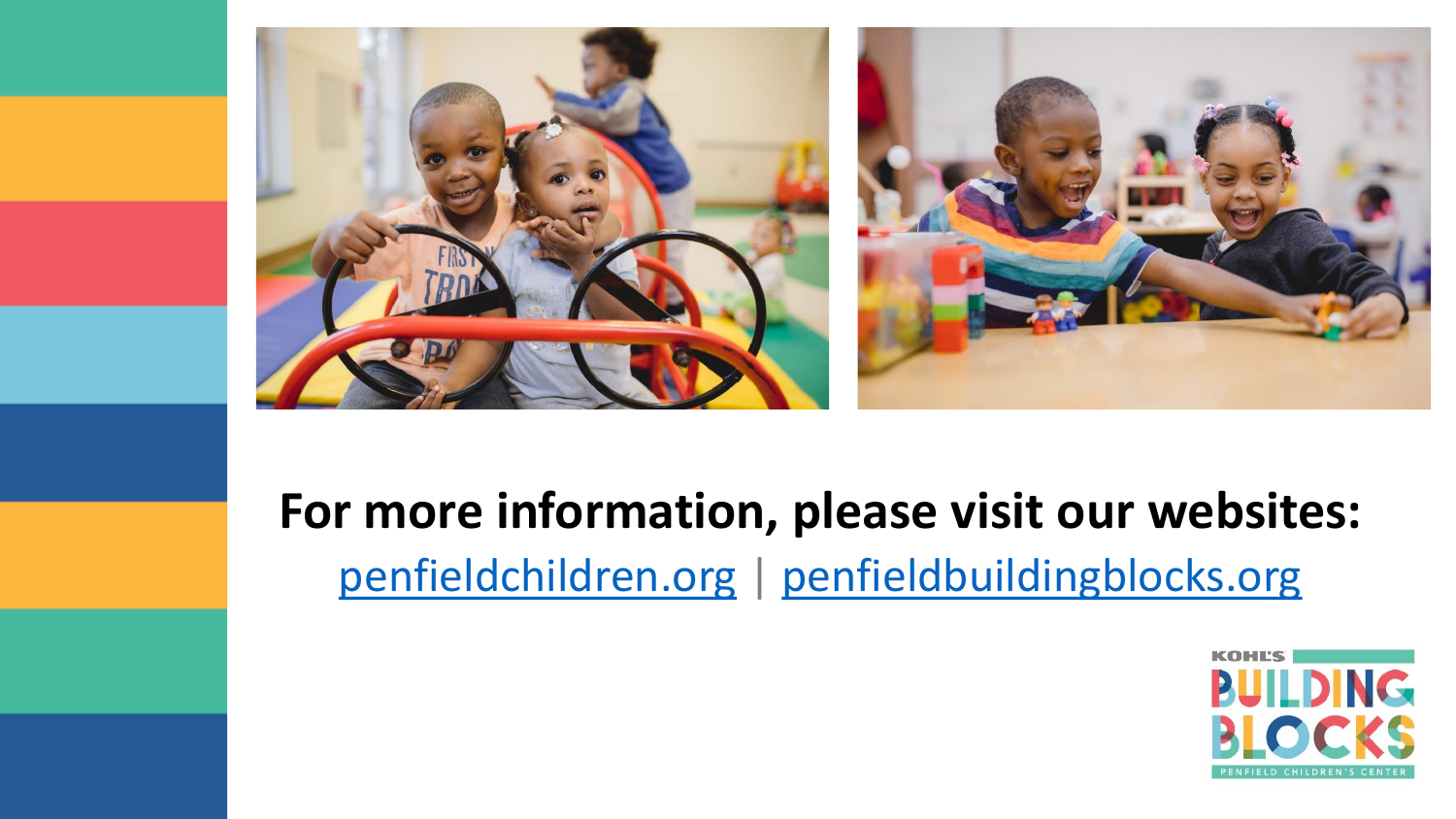**For more information, please visit our websites:**

penfieldchildren.org | penfieldbuildingblocks.org